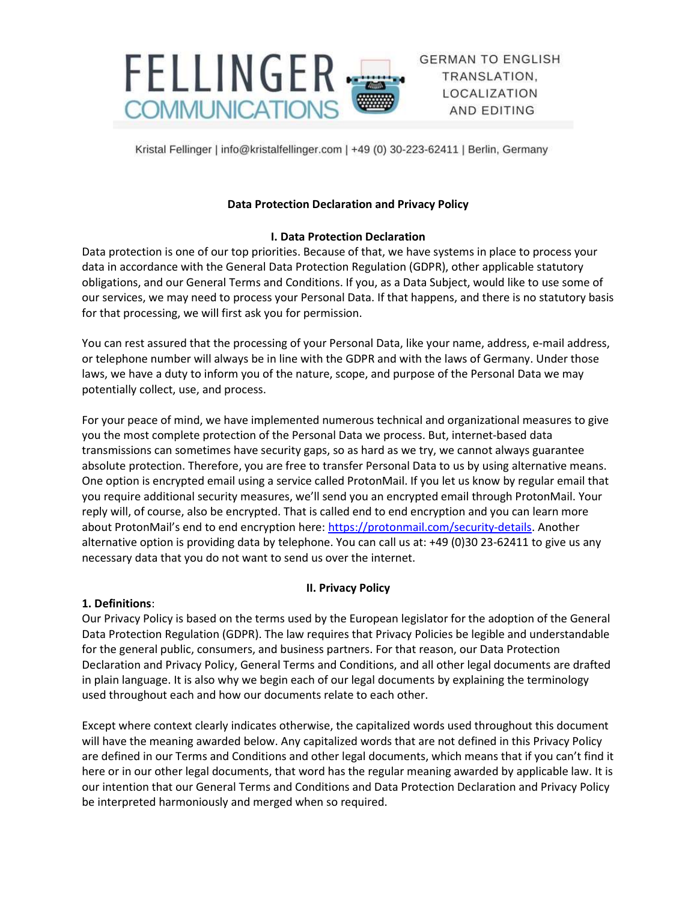FELLINGER COMMUNICATIONS

GERMAN TO ENGLISH TRANSLATION, LOCALIZATION AND EDITING

Kristal Fellinger | info@kristalfellinger.com | +49 (0) 30-223-62411 | Berlin, Germany

# Data Protection Declaration and Privacy Policy

## I. Data Protection Declaration

Data protection is one of our top priorities. Because of that, we have systems in place to process your data in accordance with the General Data Protection Regulation (GDPR), other applicable statutory obligations, and our General Terms and Conditions. If you, as a Data Subject, would like to use some of our services, we may need to process your Personal Data. If that happens, and there is no statutory basis for that processing, we will first ask you for permission.

You can rest assured that the processing of your Personal Data, like your name, address, e-mail address, or telephone number will always be in line with the GDPR and with the laws of Germany. Under those laws, we have a duty to inform you of the nature, scope, and purpose of the Personal Data we may potentially collect, use, and process.

For your peace of mind, we have implemented numerous technical and organizational measures to give you the most complete protection of the Personal Data we process. But, internet-based data transmissions can sometimes have security gaps, so as hard as we try, we cannot always guarantee absolute protection. Therefore, you are free to transfer Personal Data to us by using alternative means. One option is encrypted email using a service called ProtonMail. If you let us know by regular email that you require additional security measures, we'll send you an encrypted email through ProtonMail. Your reply will, of course, also be encrypted. That is called end to end encryption and you can learn more about ProtonMail's end to end encryption here: https://protonmail.com/security-details. Another alternative option is providing data by telephone. You can call us at: +49 (0)30 23-62411 to give us any necessary data that you do not want to send us over the internet.

## II. Privacy Policy

**1. Definitions**:

Our Privacy Policy is based on the terms used by the European legislator for the adoption of the General Data Protection Regulation (GDPR). The law requires that Privacy Policies be legible and understandable for the general public, consumers, and business partners. For that reason, our Data Protection Declaration and Privacy Policy, General Terms and Conditions, and all other legal documents are drafted in plain language. It is also why we begin each of our legal documents by explaining the terminology used throughout each and how our documents relate to each other.

Except where context clearly indicates otherwise, the capitalized words used throughout this document will have the meaning awarded below. Any capitalized words that are not defined in this Privacy Policy are defined in our Terms and Conditions and other legal documents, which means that if you can't find it here or in our other legal documents, that word has the regular meaning awarded by applicable law. It is our intention that our General Terms and Conditions and Data Protection Declaration and Privacy Policy be interpreted harmoniously and merged when so required.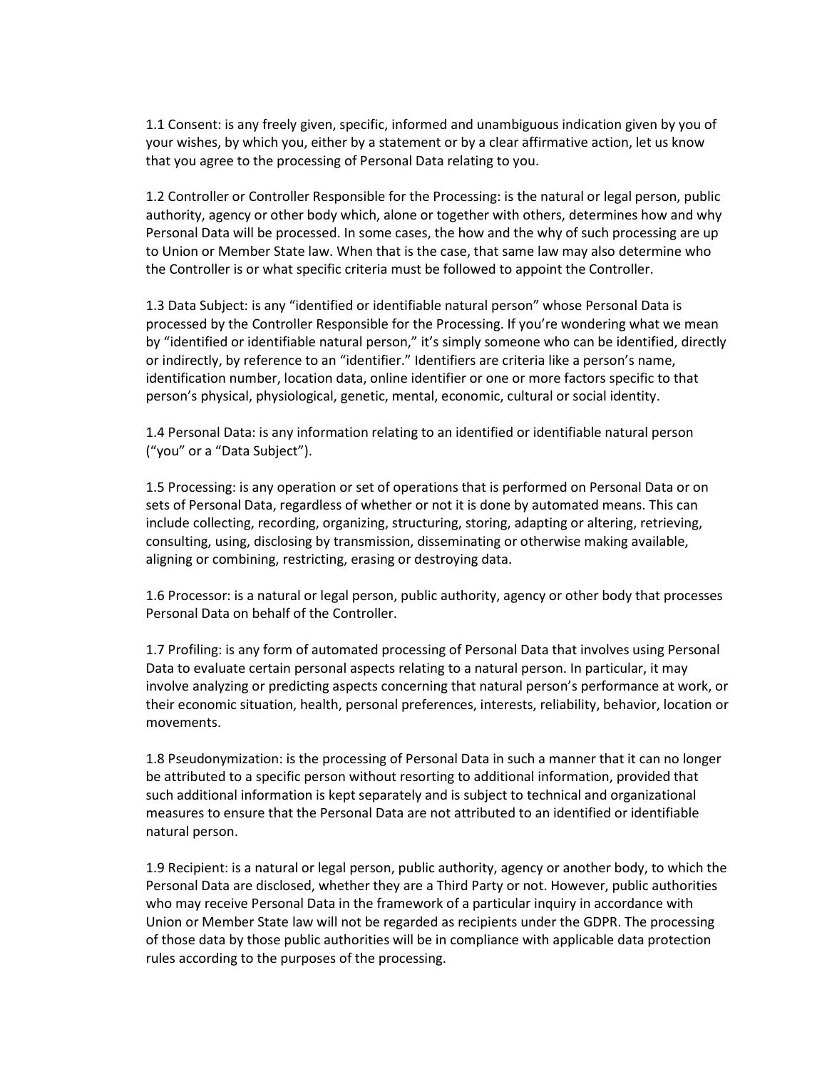1.1 Consent: is any freely given, specific, informed and unambiguous indication given by you of your wishes, by which you, either by a statement or by a clear affirmative action, let us know that you agree to the processing of Personal Data relating to you.

1.2 Controller or Controller Responsible for the Processing: is the natural or legal person, public authority, agency or other body which, alone or together with others, determines how and why Personal Data will be processed. In some cases, the how and the why of such processing are up to Union or Member State law. When that is the case, that same law may also determine who the Controller is or what specific criteria must be followed to appoint the Controller.

1.3 Data Subject: is any "identified or identifiable natural person" whose Personal Data is processed by the Controller Responsible for the Processing. If you're wondering what we mean by "identified or identifiable natural person," it's simply someone who can be identified, directly or indirectly, by reference to an "identifier." Identifiers are criteria like a person's name, identification number, location data, online identifier or one or more factors specific to that person's physical, physiological, genetic, mental, economic, cultural or social identity.

1.4 Personal Data: is any information relating to an identified or identifiable natural person ("you" or a "Data Subject").

1.5 Processing: is any operation or set of operations that is performed on Personal Data or on sets of Personal Data, regardless of whether or not it is done by automated means. This can include collecting, recording, organizing, structuring, storing, adapting or altering, retrieving, consulting, using, disclosing by transmission, disseminating or otherwise making available, aligning or combining, restricting, erasing or destroying data.

1.6 Processor: is a natural or legal person, public authority, agency or other body that processes Personal Data on behalf of the Controller.

1.7 Profiling: is any form of automated processing of Personal Data that involves using Personal Data to evaluate certain personal aspects relating to a natural person. In particular, it may involve analyzing or predicting aspects concerning that natural person's performance at work, or their economic situation, health, personal preferences, interests, reliability, behavior, location or movements.

1.8 Pseudonymization: is the processing of Personal Data in such a manner that it can no longer be attributed to a specific person without resorting to additional information, provided that such additional information is kept separately and is subject to technical and organizational measures to ensure that the Personal Data are not attributed to an identified or identifiable natural person.

1.9 Recipient: is a natural or legal person, public authority, agency or another body, to which the Personal Data are disclosed, whether they are a Third Party or not. However, public authorities who may receive Personal Data in the framework of a particular inquiry in accordance with Union or Member State law will not be regarded as recipients under the GDPR. The processing of those data by those public authorities will be in compliance with applicable data protection rules according to the purposes of the processing.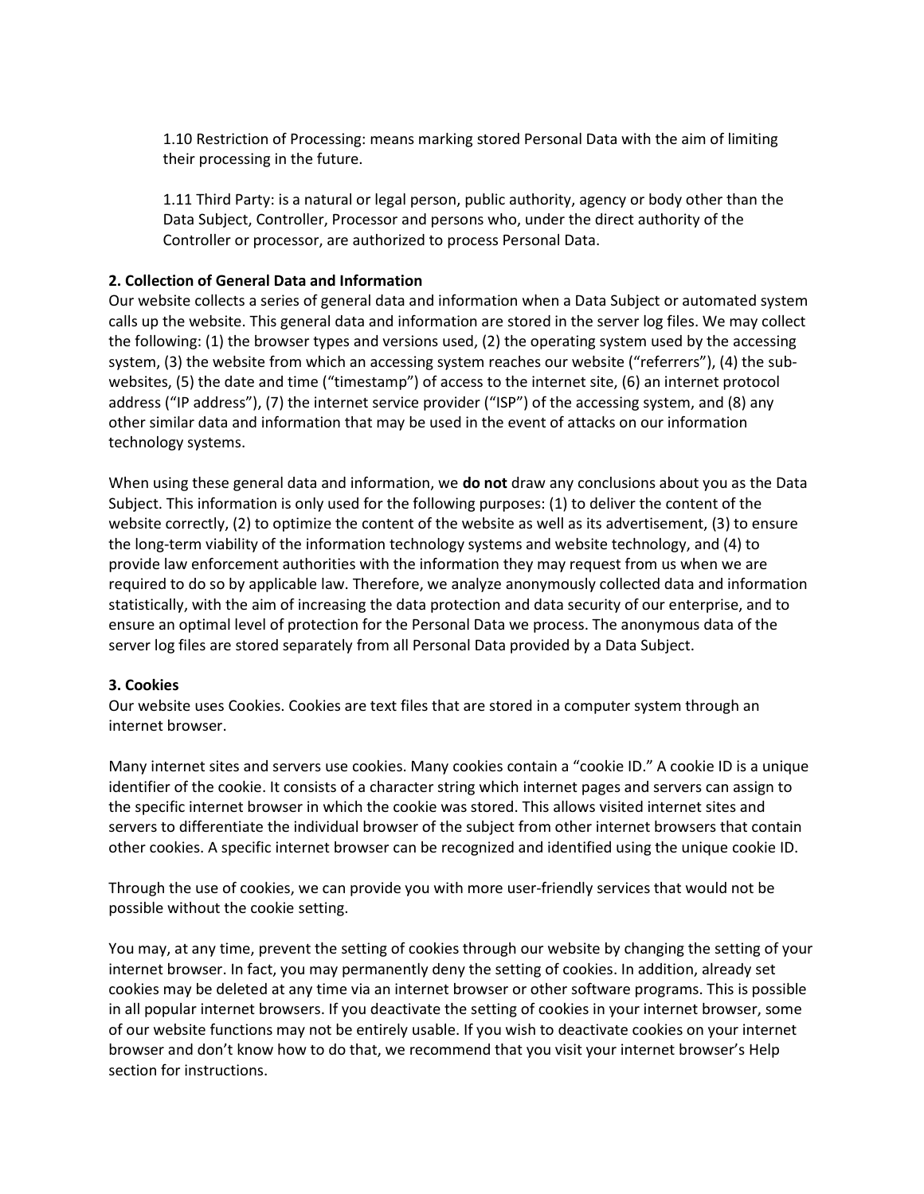1.10 Restriction of Processing: means marking stored Personal Data with the aim of limiting their processing in the future.

1.11 Third Party: is a natural or legal person, public authority, agency or body other than the Data Subject, Controller, Processor and persons who, under the direct authority of the Controller or processor, are authorized to process Personal Data.

**2. Collection of General Data and Information**

Our website collects a series of general data and information when a Data Subject or automated system calls up the website. This general data and information are stored in the server log files. We may collect the following: (1) the browser types and versions used, (2) the operating system used by the accessing system, (3) the website from which an accessing system reaches our website ("referrers"), (4) the sub-websites, (5) the date and time ("timestamp") of access to the internet site, (6) an internet protocol address ("IP address"), (7) the internet service provider ("ISP") of the accessing system, and (8) any other similar data and information that may be used in the event of attacks on our information technology systems.

When using these general data and information, we **do not** draw any conclusions about you as the Data Subject. This information is only used for the following purposes: (1) to deliver the content of the website correctly, (2) to optimize the content of the website as well as its advertisement, (3) to ensure the long-term viability of the information technology systems and website technology, and (4) to provide law enforcement authorities with the information they may request from us when we are required to do so by applicable law. Therefore, we analyze anonymously collected data and information statistically, with the aim of increasing the data protection and data security of our enterprise, and to ensure an optimal level of protection for the Personal Data we process. The anonymous data of the server log files are stored separately from all Personal Data provided by a Data Subject.

**3. Cookies**

Our website uses Cookies. Cookies are text files that are stored in a computer system through an internet browser.

Many internet sites and servers use cookies. Many cookies contain a "cookie ID." A cookie ID is a unique identifier of the cookie. It consists of a character string which internet pages and servers can assign to the specific internet browser in which the cookie was stored. This allows visited internet sites and servers to differentiate the individual browser of the subject from other internet browsers that contain other cookies. A specific internet browser can be recognized and identified using the unique cookie ID.

Through the use of cookies, we can provide you with more user-friendly services that would not be possible without the cookie setting.

You may, at any time, prevent the setting of cookies through our website by changing the setting of your internet browser. In fact, you may permanently deny the setting of cookies. In addition, already set cookies may be deleted at any time via an internet browser or other software programs. This is possible in all popular internet browsers. If you deactivate the setting of cookies in your internet browser, some of our website functions may not be entirely usable. If you wish to deactivate cookies on your internet browser and don't know how to do that, we recommend that you visit your internet browser's Help section for instructions.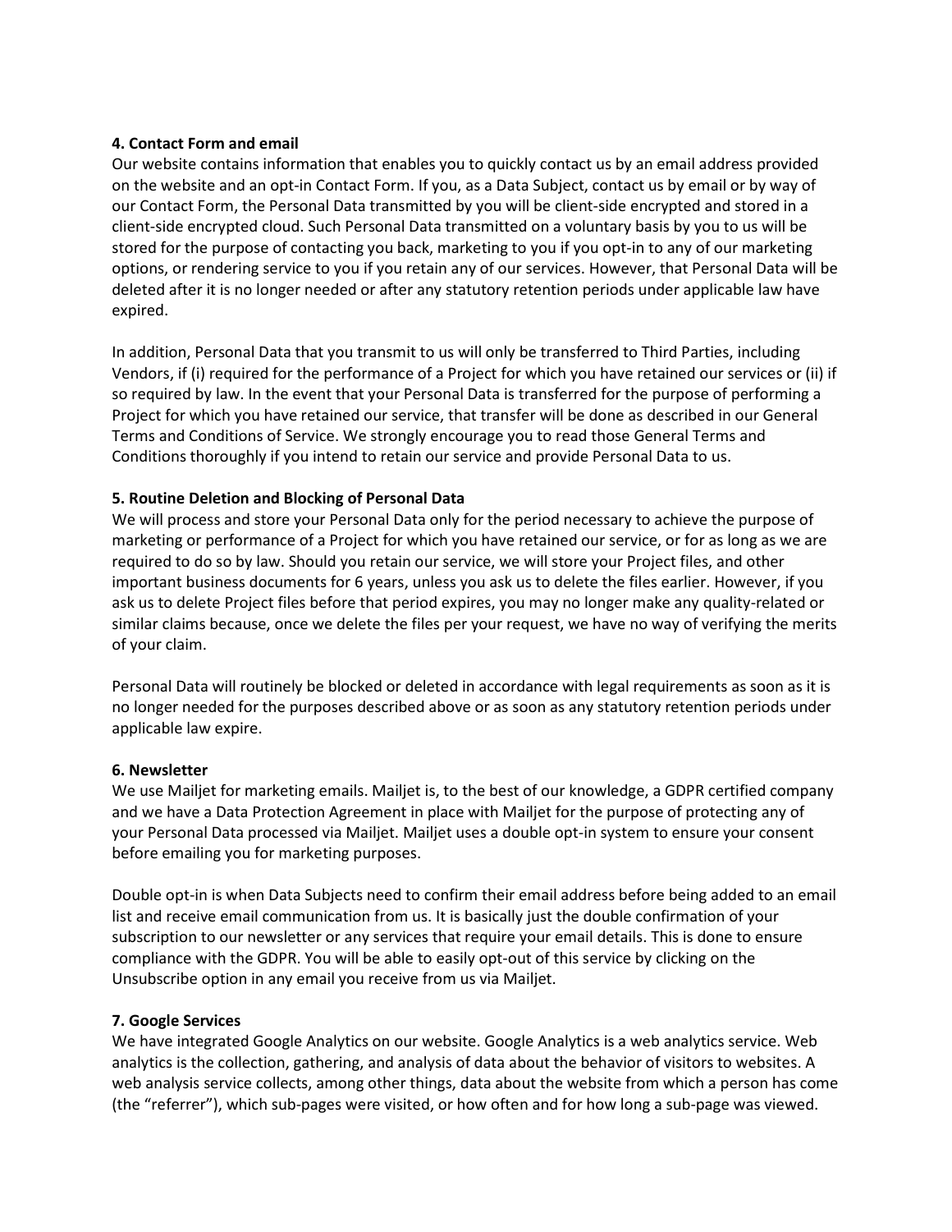**4. Contact Form and email**

Our website contains information that enables you to quickly contact us by an email address provided on the website and an opt-in Contact Form. If you, as a Data Subject, contact us by email or by way of our Contact Form, the Personal Data transmitted by you will be client-side encrypted and stored in a client-side encrypted cloud. Such Personal Data transmitted on a voluntary basis by you to us will be stored for the purpose of contacting you back, marketing to you if you opt-in to any of our marketing options, or rendering service to you if you retain any of our services. However, that Personal Data will be deleted after it is no longer needed or after any statutory retention periods under applicable law have expired.

In addition, Personal Data that you transmit to us will only be transferred to Third Parties, including Vendors, if (i) required for the performance of a Project for which you have retained our services or (ii) if so required by law. In the event that your Personal Data is transferred for the purpose of performing a Project for which you have retained our service, that transfer will be done as described in our General Terms and Conditions of Service. We strongly encourage you to read those General Terms and Conditions thoroughly if you intend to retain our service and provide Personal Data to us.

**5. Routine Deletion and Blocking of Personal Data**

We will process and store your Personal Data only for the period necessary to achieve the purpose of marketing or performance of a Project for which you have retained our service, or for as long as we are required to do so by law. Should you retain our service, we will store your Project files, and other important business documents for 6 years, unless you ask us to delete the files earlier. However, if you ask us to delete Project files before that period expires, you may no longer make any quality-related or similar claims because, once we delete the files per your request, we have no way of verifying the merits of your claim.

Personal Data will routinely be blocked or deleted in accordance with legal requirements as soon as it is no longer needed for the purposes described above or as soon as any statutory retention periods under applicable law expire.

**6. Newsletter**

We use Mailjet for marketing emails. Mailjet is, to the best of our knowledge, a GDPR certified company and we have a Data Protection Agreement in place with Mailjet for the purpose of protecting any of your Personal Data processed via Mailjet. Mailjet uses a double opt-in system to ensure your consent before emailing you for marketing purposes.

Double opt-in is when Data Subjects need to confirm their email address before being added to an email list and receive email communication from us. It is basically just the double confirmation of your subscription to our newsletter or any services that require your email details. This is done to ensure compliance with the GDPR. You will be able to easily opt-out of this service by clicking on the Unsubscribe option in any email you receive from us via Mailjet.

**7. Google Services**

We have integrated Google Analytics on our website. Google Analytics is a web analytics service. Web analytics is the collection, gathering, and analysis of data about the behavior of visitors to websites. A web analysis service collects, among other things, data about the website from which a person has come (the "referrer"), which sub-pages were visited, or how often and for how long a sub-page was viewed.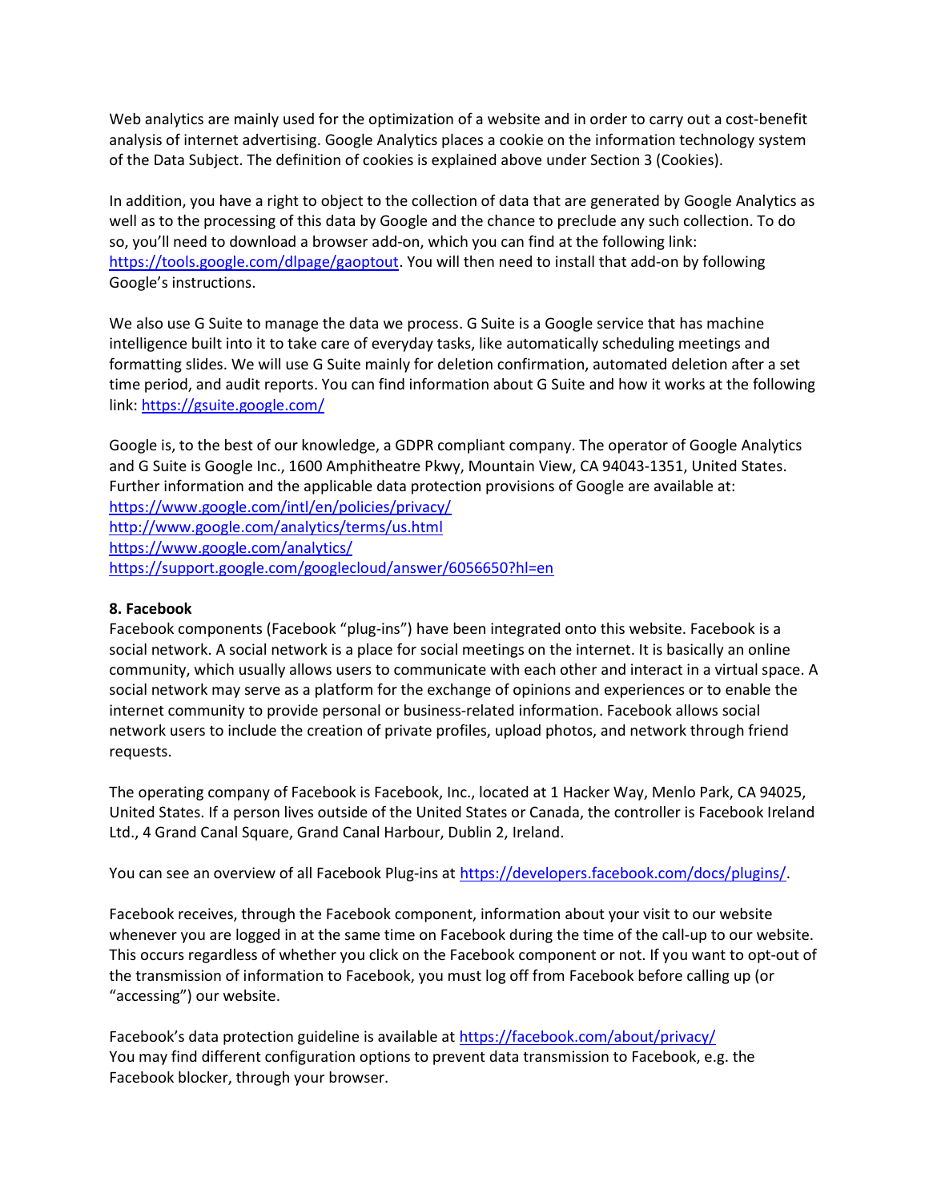Web analytics are mainly used for the optimization of a website and in order to carry out a cost-benefit analysis of internet advertising. Google Analytics places a cookie on the information technology system of the Data Subject. The definition of cookies is explained above under Section 3 (Cookies).

In addition, you have a right to object to the collection of data that are generated by Google Analytics as well as to the processing of this data by Google and the chance to preclude any such collection. To do so, you'll need to download a browser add-on, which you can find at the following link: https://tools.google.com/dlpage/gaoptout. You will then need to install that add-on by following Google's instructions.

We also use G Suite to manage the data we process. G Suite is a Google service that has machine intelligence built into it to take care of everyday tasks, like automatically scheduling meetings and formatting slides. We will use G Suite mainly for deletion confirmation, automated deletion after a set time period, and audit reports. You can find information about G Suite and how it works at the following link: https://gsuite.google.com/

Google is, to the best of our knowledge, a GDPR compliant company. The operator of Google Analytics and G Suite is Google Inc., 1600 Amphitheatre Pkwy, Mountain View, CA 94043-1351, United States. Further information and the applicable data protection provisions of Google are available at:
https://www.google.com/intl/en/policies/privacy/
http://www.google.com/analytics/terms/us.html
https://www.google.com/analytics/
https://support.google.com/googlecloud/answer/6056650?hl=en

**8. Facebook**

Facebook components (Facebook "plug-ins") have been integrated onto this website. Facebook is a social network. A social network is a place for social meetings on the internet. It is basically an online community, which usually allows users to communicate with each other and interact in a virtual space. A social network may serve as a platform for the exchange of opinions and experiences or to enable the internet community to provide personal or business-related information. Facebook allows social network users to include the creation of private profiles, upload photos, and network through friend requests.

The operating company of Facebook is Facebook, Inc., located at 1 Hacker Way, Menlo Park, CA 94025, United States. If a person lives outside of the United States or Canada, the controller is Facebook Ireland Ltd., 4 Grand Canal Square, Grand Canal Harbour, Dublin 2, Ireland.

You can see an overview of all Facebook Plug-ins at https://developers.facebook.com/docs/plugins/.

Facebook receives, through the Facebook component, information about your visit to our website whenever you are logged in at the same time on Facebook during the time of the call-up to our website. This occurs regardless of whether you click on the Facebook component or not. If you want to opt-out of the transmission of information to Facebook, you must log off from Facebook before calling up (or "accessing") our website.

Facebook's data protection guideline is available at https://facebook.com/about/privacy/
You may find different configuration options to prevent data transmission to Facebook, e.g. the Facebook blocker, through your browser.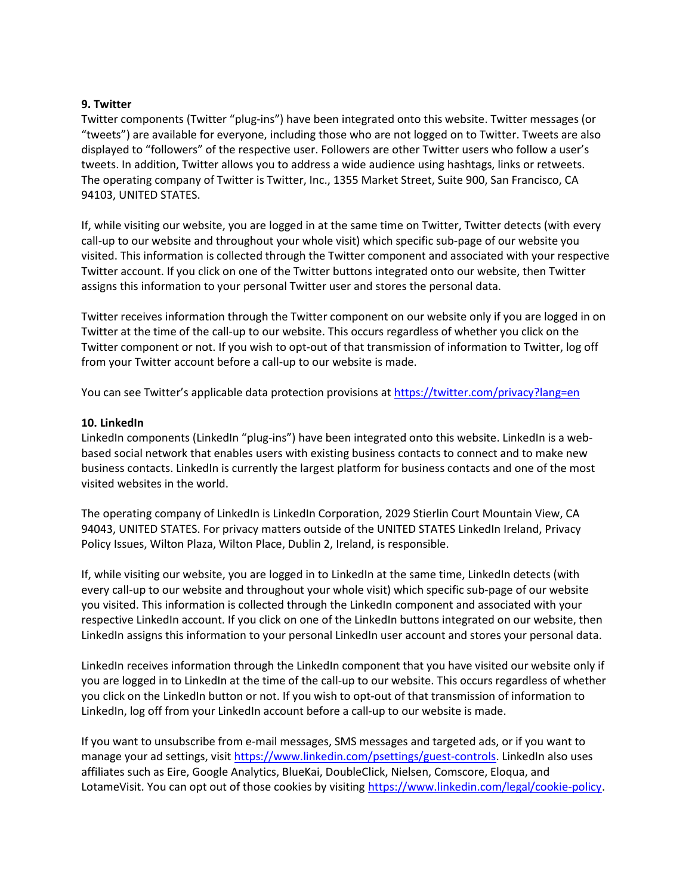**9. Twitter**

Twitter components (Twitter "plug-ins") have been integrated onto this website. Twitter messages (or "tweets") are available for everyone, including those who are not logged on to Twitter. Tweets are also displayed to "followers" of the respective user. Followers are other Twitter users who follow a user's tweets. In addition, Twitter allows you to address a wide audience using hashtags, links or retweets. The operating company of Twitter is Twitter, Inc., 1355 Market Street, Suite 900, San Francisco, CA 94103, UNITED STATES.

If, while visiting our website, you are logged in at the same time on Twitter, Twitter detects (with every call-up to our website and throughout your whole visit) which specific sub-page of our website you visited. This information is collected through the Twitter component and associated with your respective Twitter account. If you click on one of the Twitter buttons integrated onto our website, then Twitter assigns this information to your personal Twitter user and stores the personal data.

Twitter receives information through the Twitter component on our website only if you are logged in on Twitter at the time of the call-up to our website. This occurs regardless of whether you click on the Twitter component or not. If you wish to opt-out of that transmission of information to Twitter, log off from your Twitter account before a call-up to our website is made.

You can see Twitter's applicable data protection provisions at https://twitter.com/privacy?lang=en

**10. LinkedIn**

LinkedIn components (LinkedIn "plug-ins") have been integrated onto this website. LinkedIn is a web-based social network that enables users with existing business contacts to connect and to make new business contacts. LinkedIn is currently the largest platform for business contacts and one of the most visited websites in the world.

The operating company of LinkedIn is LinkedIn Corporation, 2029 Stierlin Court Mountain View, CA 94043, UNITED STATES. For privacy matters outside of the UNITED STATES LinkedIn Ireland, Privacy Policy Issues, Wilton Plaza, Wilton Place, Dublin 2, Ireland, is responsible.

If, while visiting our website, you are logged in to LinkedIn at the same time, LinkedIn detects (with every call-up to our website and throughout your whole visit) which specific sub-page of our website you visited. This information is collected through the LinkedIn component and associated with your respective LinkedIn account. If you click on one of the LinkedIn buttons integrated on our website, then LinkedIn assigns this information to your personal LinkedIn user account and stores your personal data.

LinkedIn receives information through the LinkedIn component that you have visited our website only if you are logged in to LinkedIn at the time of the call-up to our website. This occurs regardless of whether you click on the LinkedIn button or not. If you wish to opt-out of that transmission of information to LinkedIn, log off from your LinkedIn account before a call-up to our website is made.

If you want to unsubscribe from e-mail messages, SMS messages and targeted ads, or if you want to manage your ad settings, visit https://www.linkedin.com/psettings/guest-controls. LinkedIn also uses affiliates such as Eire, Google Analytics, BlueKai, DoubleClick, Nielsen, Comscore, Eloqua, and LotameVisit. You can opt out of those cookies by visiting https://www.linkedin.com/legal/cookie-policy.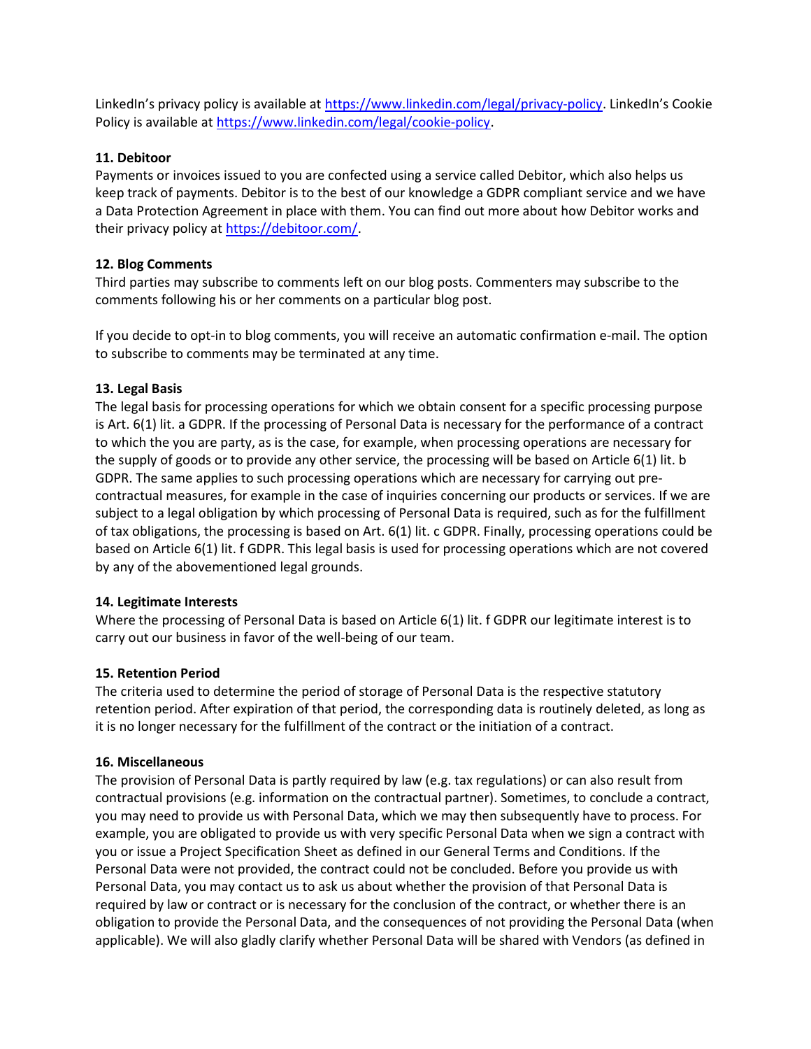LinkedIn's privacy policy is available at https://www.linkedin.com/legal/privacy-policy. LinkedIn's Cookie Policy is available at https://www.linkedin.com/legal/cookie-policy.

**11. Debitoor**

Payments or invoices issued to you are confected using a service called Debitor, which also helps us keep track of payments. Debitor is to the best of our knowledge a GDPR compliant service and we have a Data Protection Agreement in place with them. You can find out more about how Debitor works and their privacy policy at https://debitoor.com/.

**12. Blog Comments**

Third parties may subscribe to comments left on our blog posts. Commenters may subscribe to the comments following his or her comments on a particular blog post.

If you decide to opt-in to blog comments, you will receive an automatic confirmation e-mail. The option to subscribe to comments may be terminated at any time.

**13. Legal Basis**

The legal basis for processing operations for which we obtain consent for a specific processing purpose is Art. 6(1) lit. a GDPR. If the processing of Personal Data is necessary for the performance of a contract to which the you are party, as is the case, for example, when processing operations are necessary for the supply of goods or to provide any other service, the processing will be based on Article 6(1) lit. b GDPR. The same applies to such processing operations which are necessary for carrying out pre-contractual measures, for example in the case of inquiries concerning our products or services. If we are subject to a legal obligation by which processing of Personal Data is required, such as for the fulfillment of tax obligations, the processing is based on Art. 6(1) lit. c GDPR. Finally, processing operations could be based on Article 6(1) lit. f GDPR. This legal basis is used for processing operations which are not covered by any of the abovementioned legal grounds.

**14. Legitimate Interests**

Where the processing of Personal Data is based on Article 6(1) lit. f GDPR our legitimate interest is to carry out our business in favor of the well-being of our team.

**15. Retention Period**

The criteria used to determine the period of storage of Personal Data is the respective statutory retention period. After expiration of that period, the corresponding data is routinely deleted, as long as it is no longer necessary for the fulfillment of the contract or the initiation of a contract.

**16. Miscellaneous**

The provision of Personal Data is partly required by law (e.g. tax regulations) or can also result from contractual provisions (e.g. information on the contractual partner). Sometimes, to conclude a contract, you may need to provide us with Personal Data, which we may then subsequently have to process. For example, you are obligated to provide us with very specific Personal Data when we sign a contract with you or issue a Project Specification Sheet as defined in our General Terms and Conditions. If the Personal Data were not provided, the contract could not be concluded. Before you provide us with Personal Data, you may contact us to ask us about whether the provision of that Personal Data is required by law or contract or is necessary for the conclusion of the contract, or whether there is an obligation to provide the Personal Data, and the consequences of not providing the Personal Data (when applicable). We will also gladly clarify whether Personal Data will be shared with Vendors (as defined in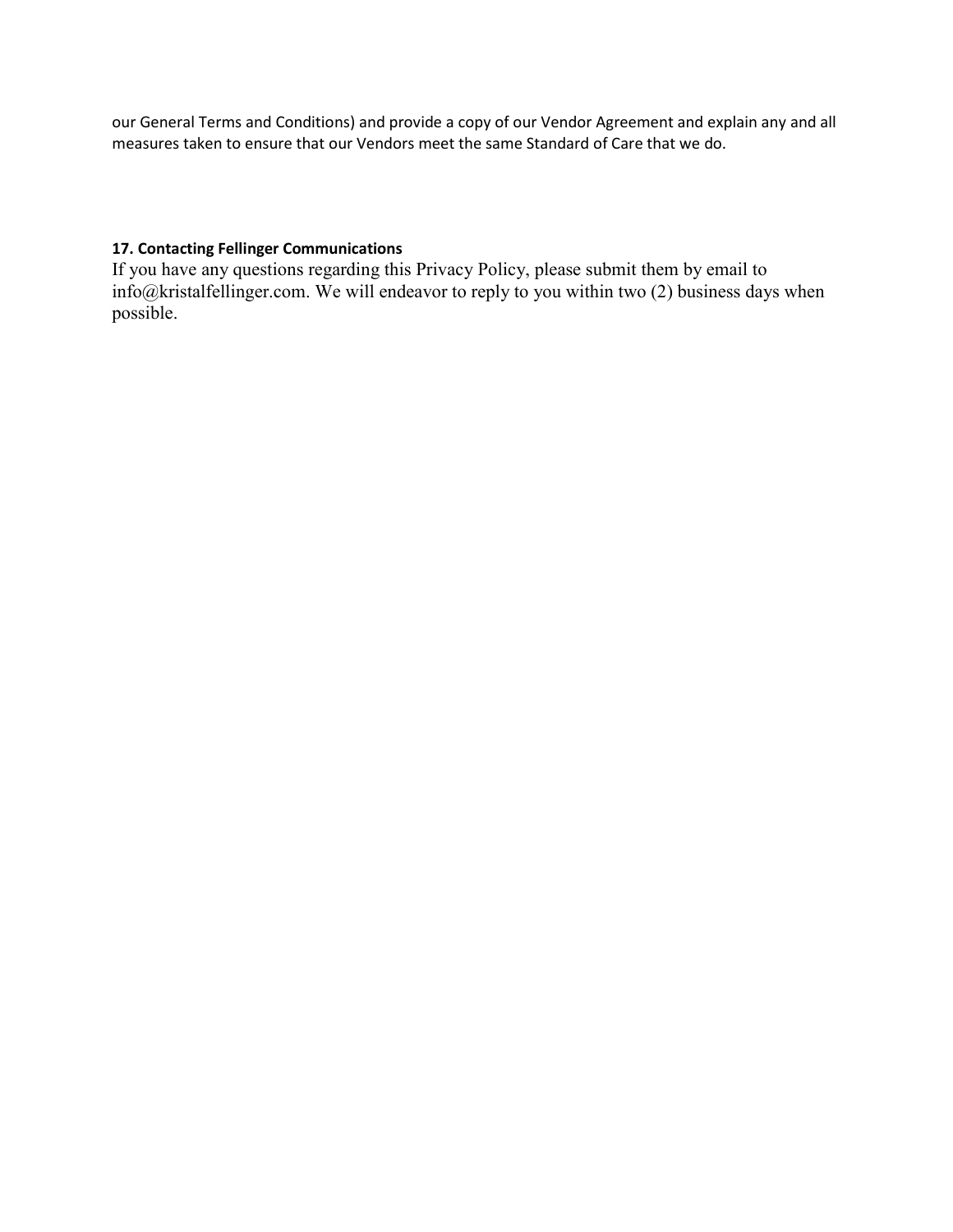our General Terms and Conditions) and provide a copy of our Vendor Agreement and explain any and all measures taken to ensure that our Vendors meet the same Standard of Care that we do.

**17. Contacting Fellinger Communications**

If you have any questions regarding this Privacy Policy, please submit them by email to info@kristalfellinger.com. We will endeavor to reply to you within two (2) business days when possible.